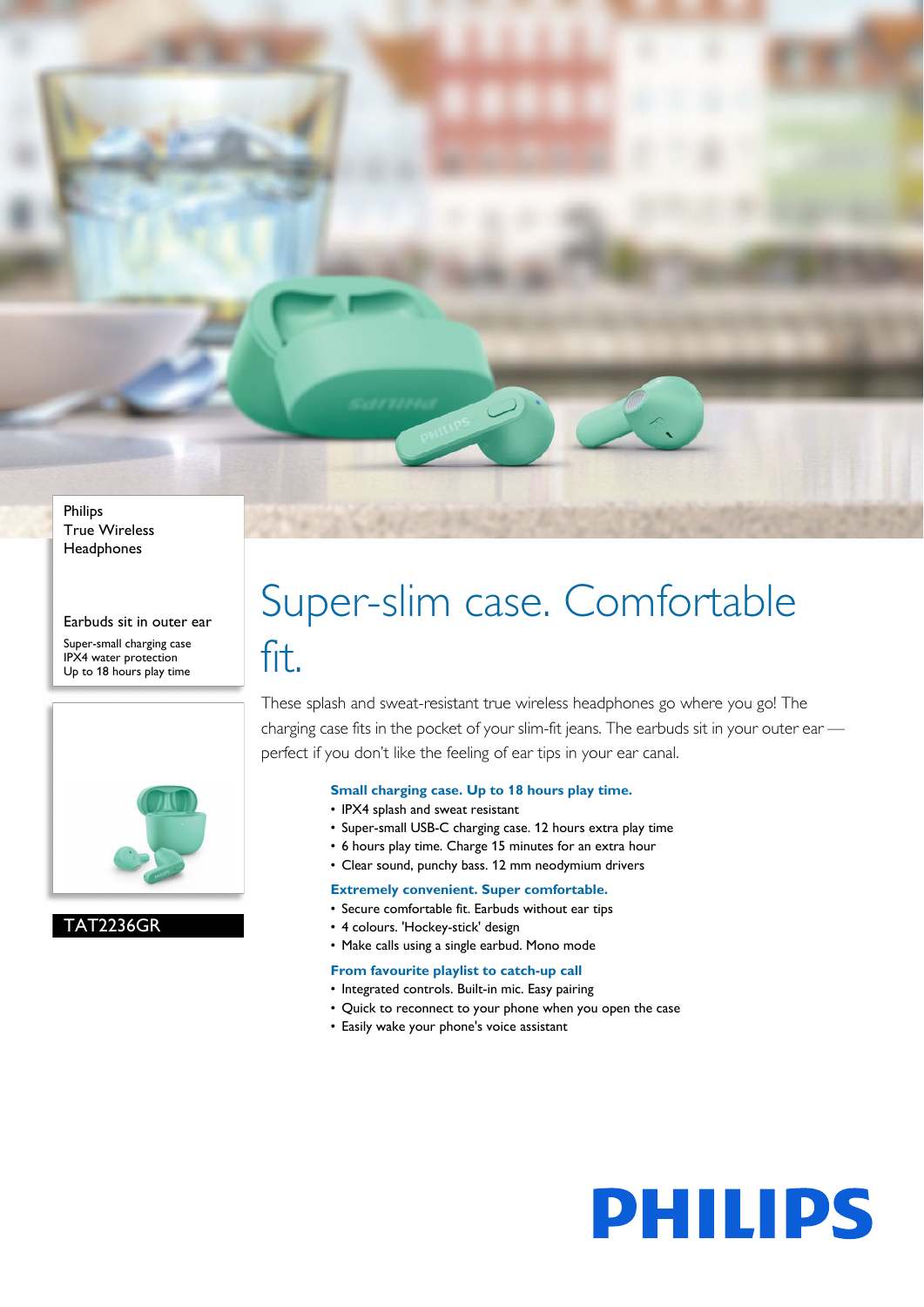Philips
True Wireless
Headphones

Earbuds sit in outer ear

Super-small charging case
IPX4 water protection
Up to 18 hours play time

TAT2236GR

# Super-slim case. Comfortable fit.

These splash and sweat-resistant true wireless headphones go where you go! The charging case fits in the pocket of your slim-fit jeans. The earbuds sit in your outer ear — perfect if you don't like the feeling of ear tips in your ear canal.

### Small charging case. Up to 18 hours play time.

- IPX4 splash and sweat resistant
- Super-small USB-C charging case. 12 hours extra play time
- 6 hours play time. Charge 15 minutes for an extra hour
- Clear sound, punchy bass. 12 mm neodymium drivers

### Extremely convenient. Super comfortable.

- Secure comfortable fit. Earbuds without ear tips
- 4 colours. 'Hockey-stick' design
- Make calls using a single earbud. Mono mode

### From favourite playlist to catch-up call

- Integrated controls. Built-in mic. Easy pairing
- Quick to reconnect to your phone when you open the case
- Easily wake your phone's voice assistant

PHILIPS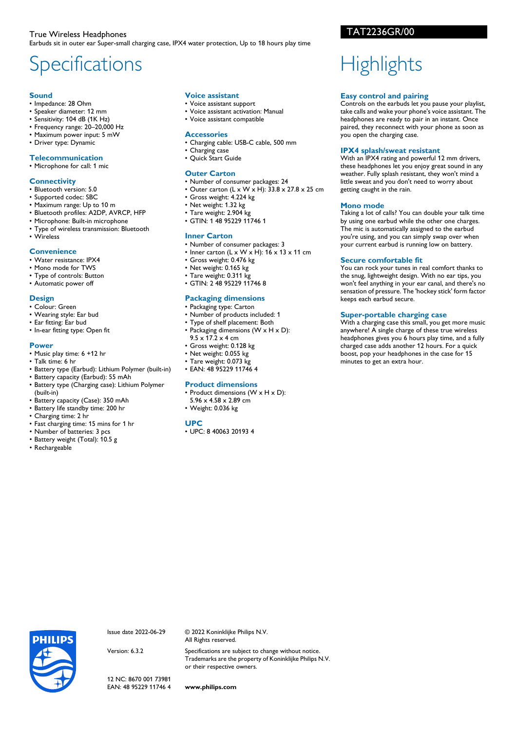True Wireless Headphones

Earbuds sit in outer ear Super-small charging case, IPX4 water protection, Up to 18 hours play time

TAT2236GR/00

# Specifications

## Sound

- Impedance: 28 Ohm
- Speaker diameter: 12 mm
- Sensitivity: 104 dB (1K Hz)
- Frequency range: 20–20,000 Hz
- Maximum power input: 5 mW
- Driver type: Dynamic

## Telecommunication

- Microphone for call: 1 mic

## Connectivity

- Bluetooth version: 5.0
- Supported codec: SBC
- Maximum range: Up to 10 m
- Bluetooth profiles: A2DP, AVRCP, HFP
- Microphone: Built-in microphone
- Type of wireless transmission: Bluetooth
- Wireless

## Convenience

- Water resistance: IPX4
- Mono mode for TWS
- Type of controls: Button
- Automatic power off

## Design

- Colour: Green
- Wearing style: Ear bud
- Ear fitting: Ear bud
- In-ear fitting type: Open fit

## Power

- Music play time: 6 +12 hr
- Talk time: 6 hr
- Battery type (Earbud): Lithium Polymer (built-in)
- Battery capacity (Earbud): 55 mAh
- Battery type (Charging case): Lithium Polymer (built-in)
- Battery capacity (Case): 350 mAh
- Battery life standby time: 200 hr
- Charging time: 2 hr
- Fast charging time: 15 mins for 1 hr
- Number of batteries: 3 pcs
- Battery weight (Total): 10.5 g
- Rechargeable

## Voice assistant

- Voice assistant support
- Voice assistant activation: Manual
- Voice assistant compatible

## Accessories

- Charging cable: USB-C cable, 500 mm
- Charging case
- Quick Start Guide

## Outer Carton

- Number of consumer packages: 24
- Outer carton (L x W x H): 33.8 x 27.8 x 25 cm
- Gross weight: 4.224 kg
- Net weight: 1.32 kg
- Tare weight: 2.904 kg
- GTIN: 1 48 95229 11746 1

## Inner Carton

- Number of consumer packages: 3
- Inner carton (L x W x H): 16 x 13 x 11 cm
- Gross weight: 0.476 kg
- Net weight: 0.165 kg
- Tare weight: 0.311 kg
- GTIN: 2 48 95229 11746 8

## Packaging dimensions

- Packaging type: Carton
- Number of products included: 1
- Type of shelf placement: Both
- Packaging dimensions (W x H x D): 9.5 x 17.2 x 4 cm
- Gross weight: 0.128 kg
- Net weight: 0.055 kg
- Tare weight: 0.073 kg
- EAN: 48 95229 11746 4

## Product dimensions

- Product dimensions (W x H x D): 5.96 x 4.58 x 2.89 cm
- Weight: 0.036 kg

## UPC

- UPC: 8 40063 20193 4

# Highlights

## Easy control and pairing

Controls on the earbuds let you pause your playlist, take calls and wake your phone's voice assistant. The headphones are ready to pair in an instant. Once paired, they reconnect with your phone as soon as you open the charging case.

## IPX4 splash/sweat resistant

With an IPX4 rating and powerful 12 mm drivers, these headphones let you enjoy great sound in any weather. Fully splash resistant, they won't mind a little sweat and you don't need to worry about getting caught in the rain.

## Mono mode

Taking a lot of calls? You can double your talk time by using one earbud while the other one charges. The mic is automatically assigned to the earbud you're using, and you can simply swap over when your current earbud is running low on battery.

## Secure comfortable fit

You can rock your tunes in real comfort thanks to the snug, lightweight design. With no ear tips, you won't feel anything in your ear canal, and there's no sensation of pressure. The 'hockey stick' form factor keeps each earbud secure.

## Super-portable charging case

With a charging case this small, you get more music anywhere! A single charge of these true wireless headphones gives you 6 hours play time, and a fully charged case adds another 12 hours. For a quick boost, pop your headphones in the case for 15 minutes to get an extra hour.

Issue date 2022-06-29

Version: 6.3.2

12 NC: 8670 001 73981
EAN: 48 95229 11746 4

© 2022 Koninklijke Philips N.V.
All Rights reserved.

Specifications are subject to change without notice. Trademarks are the property of Koninklijke Philips N.V. or their respective owners.

**www.philips.com**